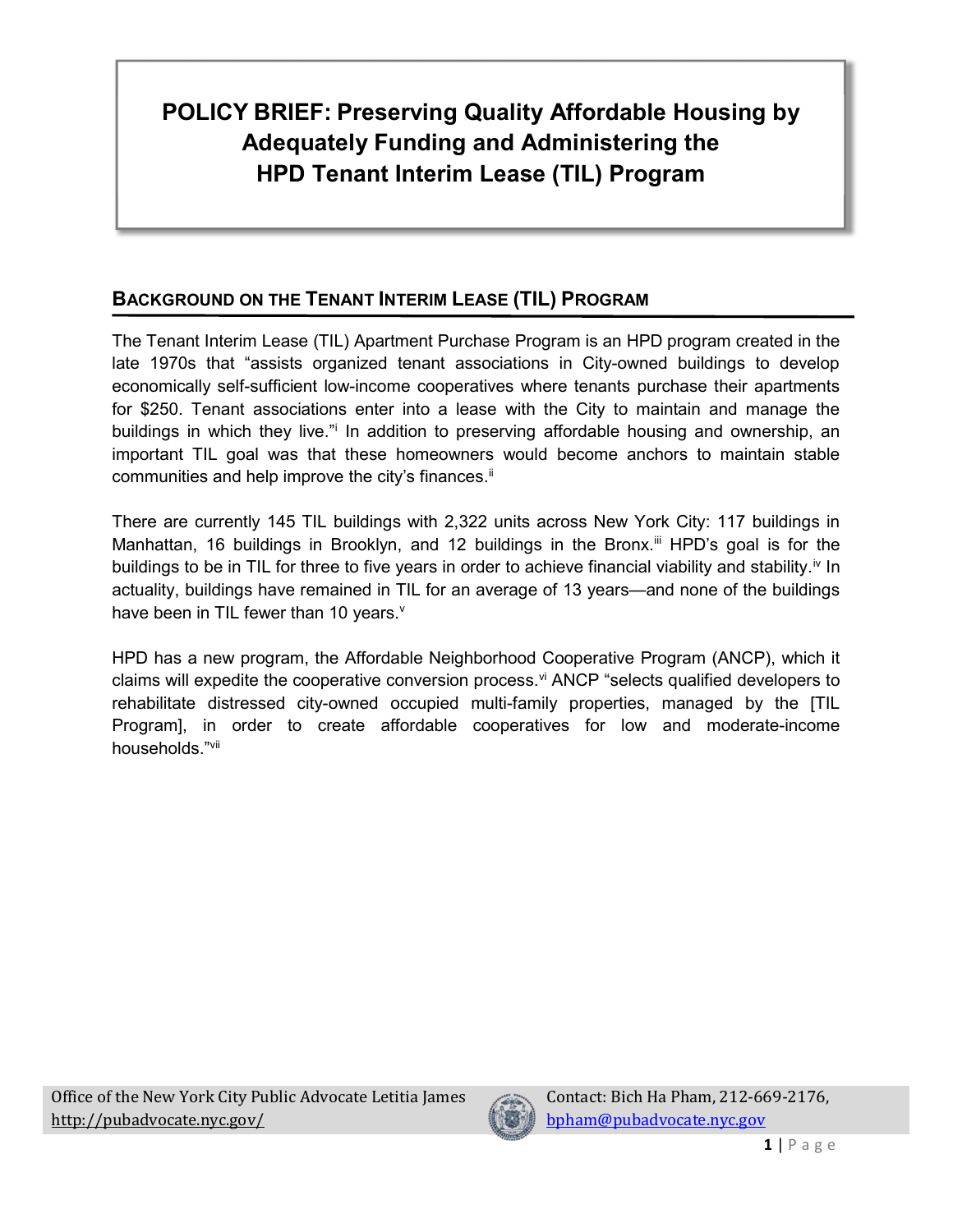# POLICY BRIEF: Preserving Quality Affordable Housing by Adequately Funding and Administering the HPD Tenant Interim Lease (TIL) Program

## BACKGROUND ON THE TENANT INTERIM LEASE (TIL) PROGRAM

The Tenant Interim Lease (TIL) Apartment Purchase Program is an HPD program created in the late 1970s that "assists organized tenant associations in City-owned buildings to develop economically self-sufficient low-income cooperatives where tenants purchase their apartments for $250. Tenant associations enter into a lease with the City to maintain and manage the buildings in which they live."[i] In addition to preserving affordable housing and ownership, an important TIL goal was that these homeowners would become anchors to maintain stable communities and help improve the city's finances.[ii]

There are currently 145 TIL buildings with 2,322 units across New York City: 117 buildings in Manhattan, 16 buildings in Brooklyn, and 12 buildings in the Bronx.[iii] HPD's goal is for the buildings to be in TIL for three to five years in order to achieve financial viability and stability.[iv] In actuality, buildings have remained in TIL for an average of 13 years—and none of the buildings have been in TIL fewer than 10 years.[v]

HPD has a new program, the Affordable Neighborhood Cooperative Program (ANCP), which it claims will expedite the cooperative conversion process.[vi] ANCP "selects qualified developers to rehabilitate distressed city-owned occupied multi-family properties, managed by the [TIL Program], in order to create affordable cooperatives for low and moderate-income households."[vii]

Office of the New York City Public Advocate Letitia James
http://pubadvocate.nyc.gov/

Contact: Bich Ha Pham, 212-669-2176, bpham@pubadvocate.nyc.gov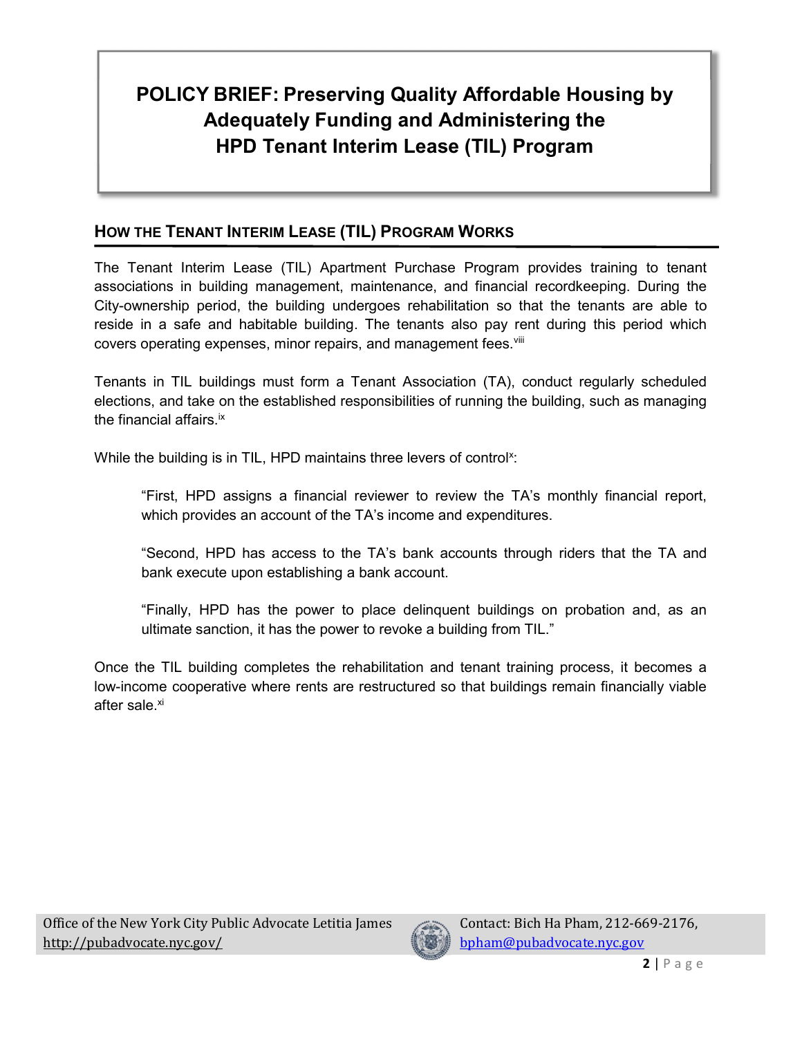# POLICY BRIEF: Preserving Quality Affordable Housing by Adequately Funding and Administering the HPD Tenant Interim Lease (TIL) Program

## HOW THE TENANT INTERIM LEASE (TIL) PROGRAM WORKS

The Tenant Interim Lease (TIL) Apartment Purchase Program provides training to tenant associations in building management, maintenance, and financial recordkeeping. During the City-ownership period, the building undergoes rehabilitation so that the tenants are able to reside in a safe and habitable building. The tenants also pay rent during this period which covers operating expenses, minor repairs, and management fees.[viii]

Tenants in TIL buildings must form a Tenant Association (TA), conduct regularly scheduled elections, and take on the established responsibilities of running the building, such as managing the financial affairs.[ix]

While the building is in TIL, HPD maintains three levers of control[x]:

> "First, HPD assigns a financial reviewer to review the TA's monthly financial report, which provides an account of the TA's income and expenditures.
>
> "Second, HPD has access to the TA's bank accounts through riders that the TA and bank execute upon establishing a bank account.
>
> "Finally, HPD has the power to place delinquent buildings on probation and, as an ultimate sanction, it has the power to revoke a building from TIL."

Once the TIL building completes the rehabilitation and tenant training process, it becomes a low-income cooperative where rents are restructured so that buildings remain financially viable after sale.[xi]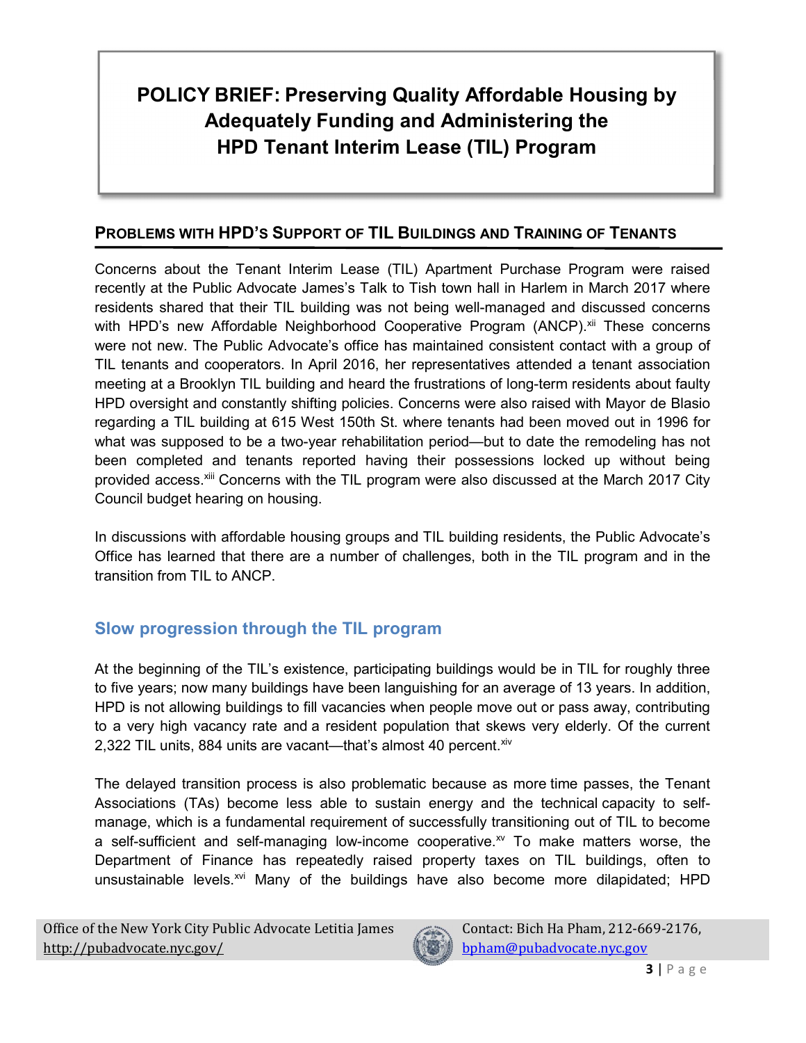## POLICY BRIEF: Preserving Quality Affordable Housing by Adequately Funding and Administering the HPD Tenant Interim Lease (TIL) Program

### PROBLEMS WITH HPD'S SUPPORT OF TIL BUILDINGS AND TRAINING OF TENANTS

Concerns about the Tenant Interim Lease (TIL) Apartment Purchase Program were raised recently at the Public Advocate James's Talk to Tish town hall in Harlem in March 2017 where residents shared that their TIL building was not being well-managed and discussed concerns with HPD's new Affordable Neighborhood Cooperative Program (ANCP).[xii] These concerns were not new. The Public Advocate's office has maintained consistent contact with a group of TIL tenants and cooperators. In April 2016, her representatives attended a tenant association meeting at a Brooklyn TIL building and heard the frustrations of long-term residents about faulty HPD oversight and constantly shifting policies. Concerns were also raised with Mayor de Blasio regarding a TIL building at 615 West 150th St. where tenants had been moved out in 1996 for what was supposed to be a two-year rehabilitation period—but to date the remodeling has not been completed and tenants reported having their possessions locked up without being provided access.[xiii] Concerns with the TIL program were also discussed at the March 2017 City Council budget hearing on housing.

In discussions with affordable housing groups and TIL building residents, the Public Advocate's Office has learned that there are a number of challenges, both in the TIL program and in the transition from TIL to ANCP.

### Slow progression through the TIL program

At the beginning of the TIL's existence, participating buildings would be in TIL for roughly three to five years; now many buildings have been languishing for an average of 13 years. In addition, HPD is not allowing buildings to fill vacancies when people move out or pass away, contributing to a very high vacancy rate and a resident population that skews very elderly. Of the current 2,322 TIL units, 884 units are vacant—that's almost 40 percent.[xiv]

The delayed transition process is also problematic because as more time passes, the Tenant Associations (TAs) become less able to sustain energy and the technical capacity to self-manage, which is a fundamental requirement of successfully transitioning out of TIL to become a self-sufficient and self-managing low-income cooperative.[xv] To make matters worse, the Department of Finance has repeatedly raised property taxes on TIL buildings, often to unsustainable levels.[xvi] Many of the buildings have also become more dilapidated; HPD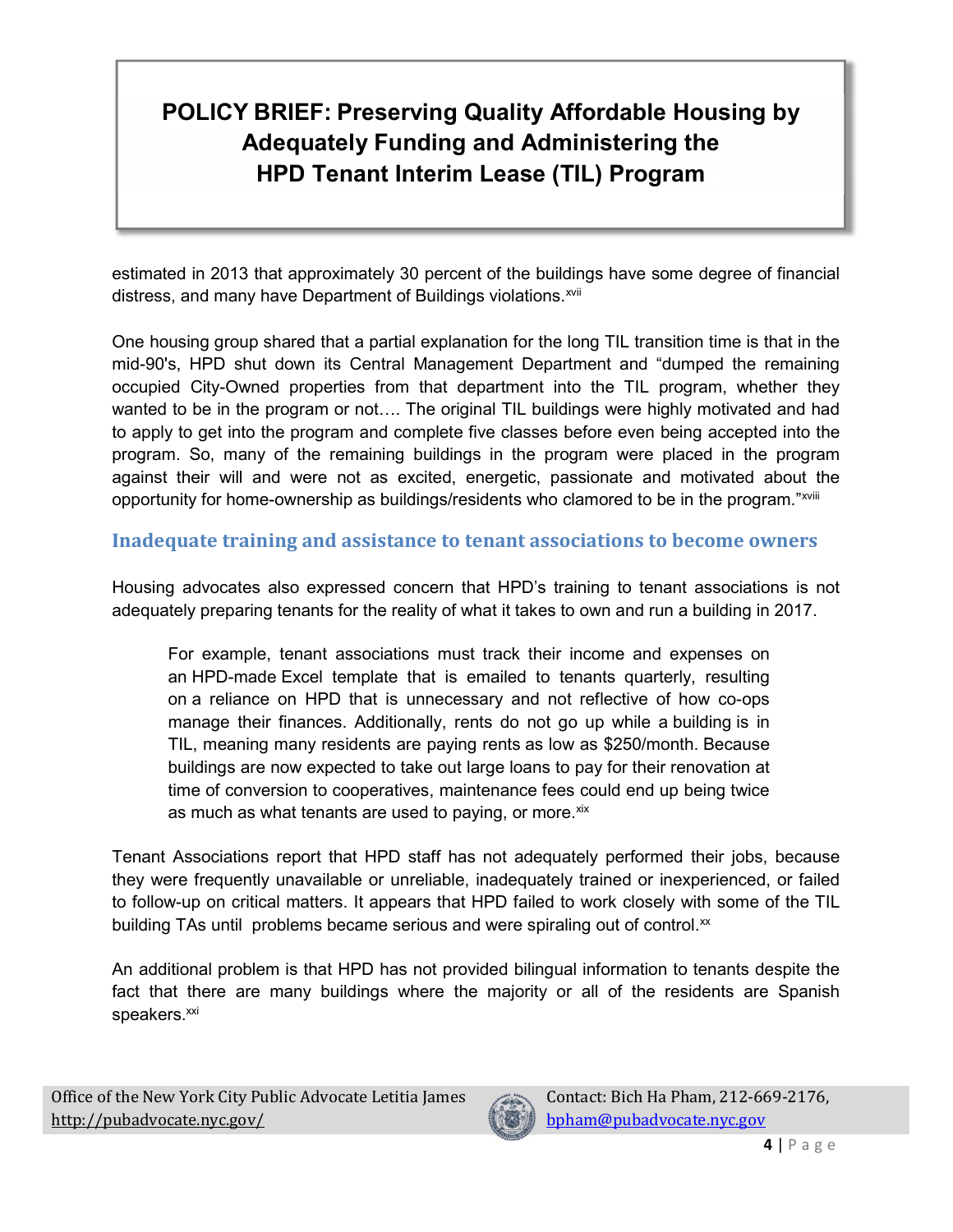estimated in 2013 that approximately 30 percent of the buildings have some degree of financial distress, and many have Department of Buildings violations.[xvii]

One housing group shared that a partial explanation for the long TIL transition time is that in the mid-90's, HPD shut down its Central Management Department and "dumped the remaining occupied City-Owned properties from that department into the TIL program, whether they wanted to be in the program or not…. The original TIL buildings were highly motivated and had to apply to get into the program and complete five classes before even being accepted into the program. So, many of the remaining buildings in the program were placed in the program against their will and were not as excited, energetic, passionate and motivated about the opportunity for home-ownership as buildings/residents who clamored to be in the program."[xviii]

## Inadequate training and assistance to tenant associations to become owners

Housing advocates also expressed concern that HPD's training to tenant associations is not adequately preparing tenants for the reality of what it takes to own and run a building in 2017.

> For example, tenant associations must track their income and expenses on an HPD-made Excel template that is emailed to tenants quarterly, resulting on a reliance on HPD that is unnecessary and not reflective of how co-ops manage their finances. Additionally, rents do not go up while a building is in TIL, meaning many residents are paying rents as low as $250/month. Because buildings are now expected to take out large loans to pay for their renovation at time of conversion to cooperatives, maintenance fees could end up being twice as much as what tenants are used to paying, or more.[xix]

Tenant Associations report that HPD staff has not adequately performed their jobs, because they were frequently unavailable or unreliable, inadequately trained or inexperienced, or failed to follow-up on critical matters. It appears that HPD failed to work closely with some of the TIL building TAs until problems became serious and were spiraling out of control.[xx]

An additional problem is that HPD has not provided bilingual information to tenants despite the fact that there are many buildings where the majority or all of the residents are Spanish speakers.[xxi]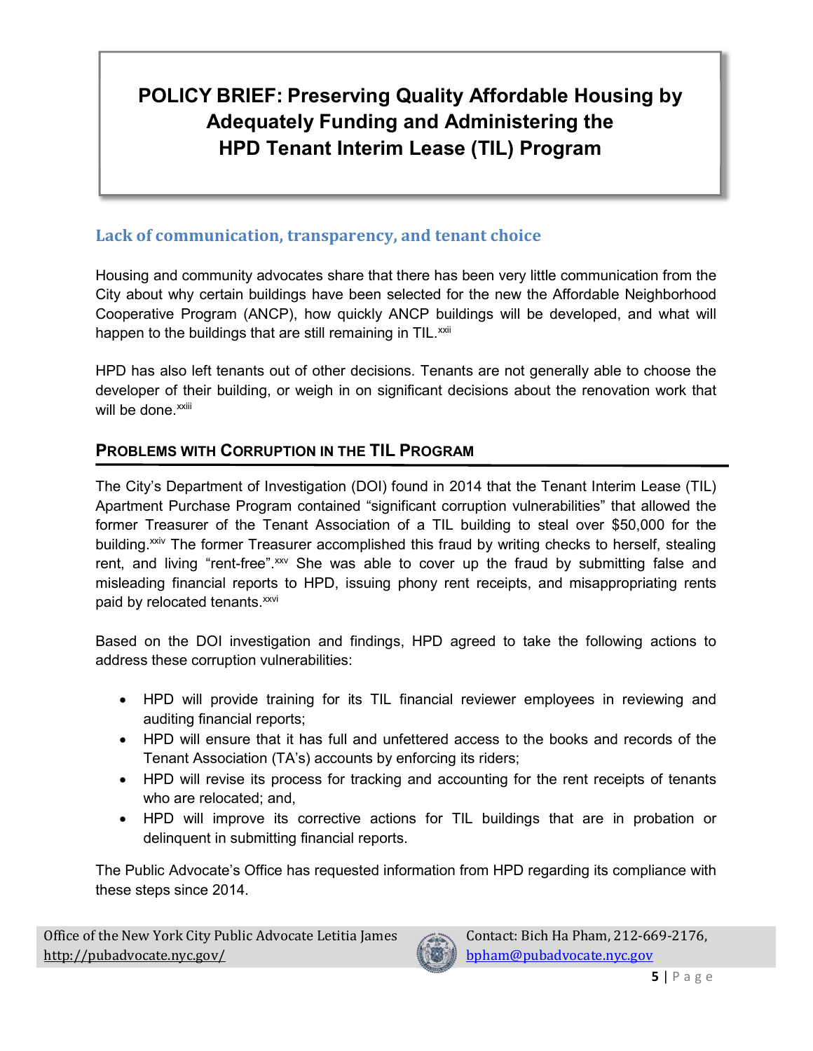# POLICY BRIEF: Preserving Quality Affordable Housing by Adequately Funding and Administering the HPD Tenant Interim Lease (TIL) Program

## Lack of communication, transparency, and tenant choice

Housing and community advocates share that there has been very little communication from the City about why certain buildings have been selected for the new the Affordable Neighborhood Cooperative Program (ANCP), how quickly ANCP buildings will be developed, and what will happen to the buildings that are still remaining in TIL.[xxii]

HPD has also left tenants out of other decisions. Tenants are not generally able to choose the developer of their building, or weigh in on significant decisions about the renovation work that will be done.[xxiii]

## PROBLEMS WITH CORRUPTION IN THE TIL PROGRAM

The City's Department of Investigation (DOI) found in 2014 that the Tenant Interim Lease (TIL) Apartment Purchase Program contained "significant corruption vulnerabilities" that allowed the former Treasurer of the Tenant Association of a TIL building to steal over $50,000 for the building.[xxiv] The former Treasurer accomplished this fraud by writing checks to herself, stealing rent, and living "rent-free".[xxv] She was able to cover up the fraud by submitting false and misleading financial reports to HPD, issuing phony rent receipts, and misappropriating rents paid by relocated tenants.[xxvi]

Based on the DOI investigation and findings, HPD agreed to take the following actions to address these corruption vulnerabilities:

- HPD will provide training for its TIL financial reviewer employees in reviewing and auditing financial reports;
- HPD will ensure that it has full and unfettered access to the books and records of the Tenant Association (TA's) accounts by enforcing its riders;
- HPD will revise its process for tracking and accounting for the rent receipts of tenants who are relocated; and,
- HPD will improve its corrective actions for TIL buildings that are in probation or delinquent in submitting financial reports.

The Public Advocate's Office has requested information from HPD regarding its compliance with these steps since 2014.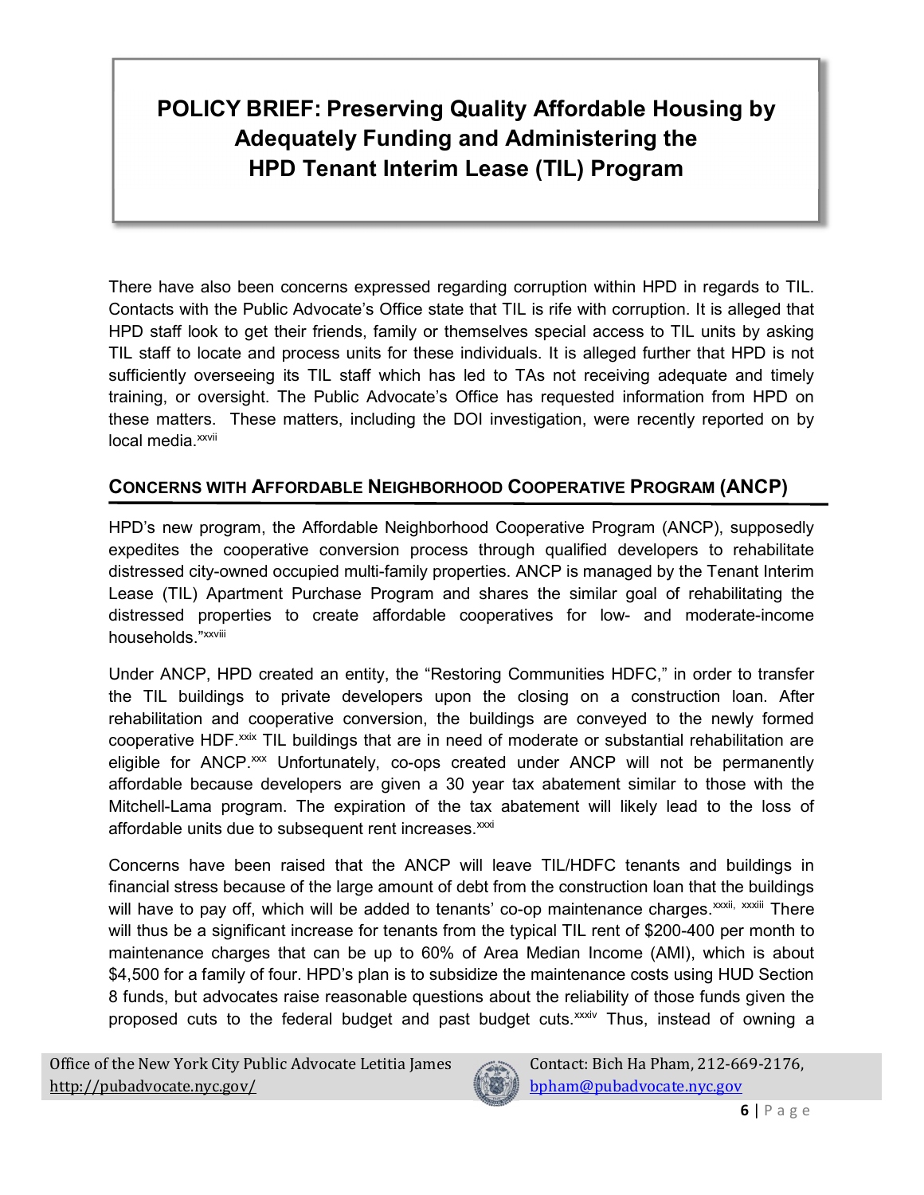There have also been concerns expressed regarding corruption within HPD in regards to TIL. Contacts with the Public Advocate's Office state that TIL is rife with corruption. It is alleged that HPD staff look to get their friends, family or themselves special access to TIL units by asking TIL staff to locate and process units for these individuals. It is alleged further that HPD is not sufficiently overseeing its TIL staff which has led to TAs not receiving adequate and timely training, or oversight. The Public Advocate's Office has requested information from HPD on these matters. These matters, including the DOI investigation, were recently reported on by local media.[xxvii]

## CONCERNS WITH AFFORDABLE NEIGHBORHOOD COOPERATIVE PROGRAM (ANCP)

HPD's new program, the Affordable Neighborhood Cooperative Program (ANCP), supposedly expedites the cooperative conversion process through qualified developers to rehabilitate distressed city-owned occupied multi-family properties. ANCP is managed by the Tenant Interim Lease (TIL) Apartment Purchase Program and shares the similar goal of rehabilitating the distressed properties to create affordable cooperatives for low- and moderate-income households."[xxviii]

Under ANCP, HPD created an entity, the "Restoring Communities HDFC," in order to transfer the TIL buildings to private developers upon the closing on a construction loan. After rehabilitation and cooperative conversion, the buildings are conveyed to the newly formed cooperative HDF.[xxix] TIL buildings that are in need of moderate or substantial rehabilitation are eligible for ANCP.[xxx] Unfortunately, co-ops created under ANCP will not be permanently affordable because developers are given a 30 year tax abatement similar to those with the Mitchell-Lama program. The expiration of the tax abatement will likely lead to the loss of affordable units due to subsequent rent increases.[xxxi]

Concerns have been raised that the ANCP will leave TIL/HDFC tenants and buildings in financial stress because of the large amount of debt from the construction loan that the buildings will have to pay off, which will be added to tenants' co-op maintenance charges.[xxxii, xxxiii] There will thus be a significant increase for tenants from the typical TIL rent of $200-400 per month to maintenance charges that can be up to 60% of Area Median Income (AMI), which is about $4,500 for a family of four. HPD's plan is to subsidize the maintenance costs using HUD Section 8 funds, but advocates raise reasonable questions about the reliability of those funds given the proposed cuts to the federal budget and past budget cuts.[xxxiv] Thus, instead of owning a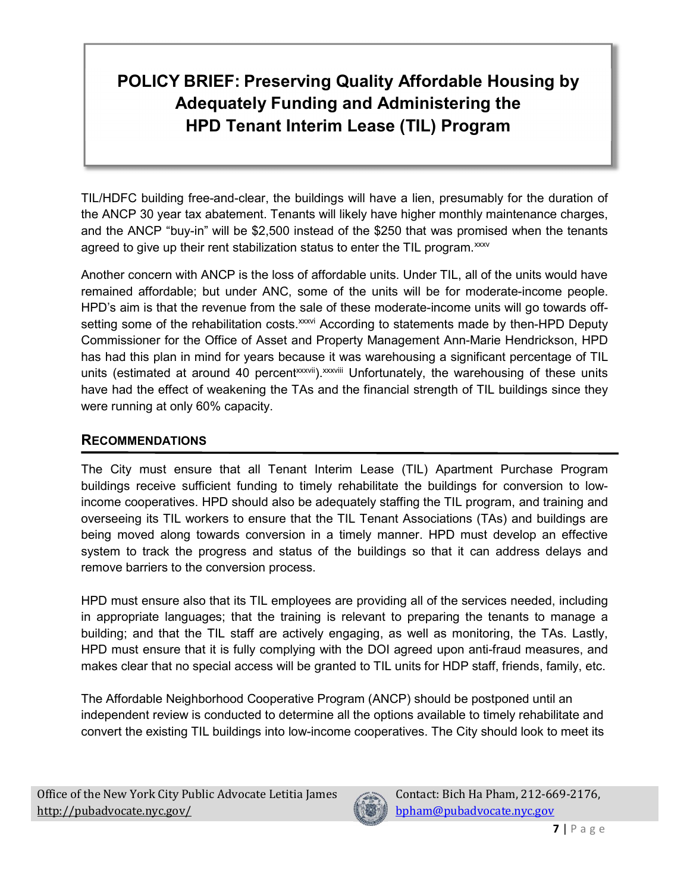TIL/HDFC building free-and-clear, the buildings will have a lien, presumably for the duration of the ANCP 30 year tax abatement. Tenants will likely have higher monthly maintenance charges, and the ANCP "buy-in" will be $2,500 instead of the $250 that was promised when the tenants agreed to give up their rent stabilization status to enter the TIL program.[xxxv]

Another concern with ANCP is the loss of affordable units. Under TIL, all of the units would have remained affordable; but under ANC, some of the units will be for moderate-income people. HPD's aim is that the revenue from the sale of these moderate-income units will go towards off-setting some of the rehabilitation costs.[xxxvi] According to statements made by then-HPD Deputy Commissioner for the Office of Asset and Property Management Ann-Marie Hendrickson, HPD has had this plan in mind for years because it was warehousing a significant percentage of TIL units (estimated at around 40 percent[xxxvii]).[xxxviii] Unfortunately, the warehousing of these units have had the effect of weakening the TAs and the financial strength of TIL buildings since they were running at only 60% capacity.

## RECOMMENDATIONS

The City must ensure that all Tenant Interim Lease (TIL) Apartment Purchase Program buildings receive sufficient funding to timely rehabilitate the buildings for conversion to low-income cooperatives. HPD should also be adequately staffing the TIL program, and training and overseeing its TIL workers to ensure that the TIL Tenant Associations (TAs) and buildings are being moved along towards conversion in a timely manner. HPD must develop an effective system to track the progress and status of the buildings so that it can address delays and remove barriers to the conversion process.

HPD must ensure also that its TIL employees are providing all of the services needed, including in appropriate languages; that the training is relevant to preparing the tenants to manage a building; and that the TIL staff are actively engaging, as well as monitoring, the TAs. Lastly, HPD must ensure that it is fully complying with the DOI agreed upon anti-fraud measures, and makes clear that no special access will be granted to TIL units for HDP staff, friends, family, etc.

The Affordable Neighborhood Cooperative Program (ANCP) should be postponed until an independent review is conducted to determine all the options available to timely rehabilitate and convert the existing TIL buildings into low-income cooperatives. The City should look to meet its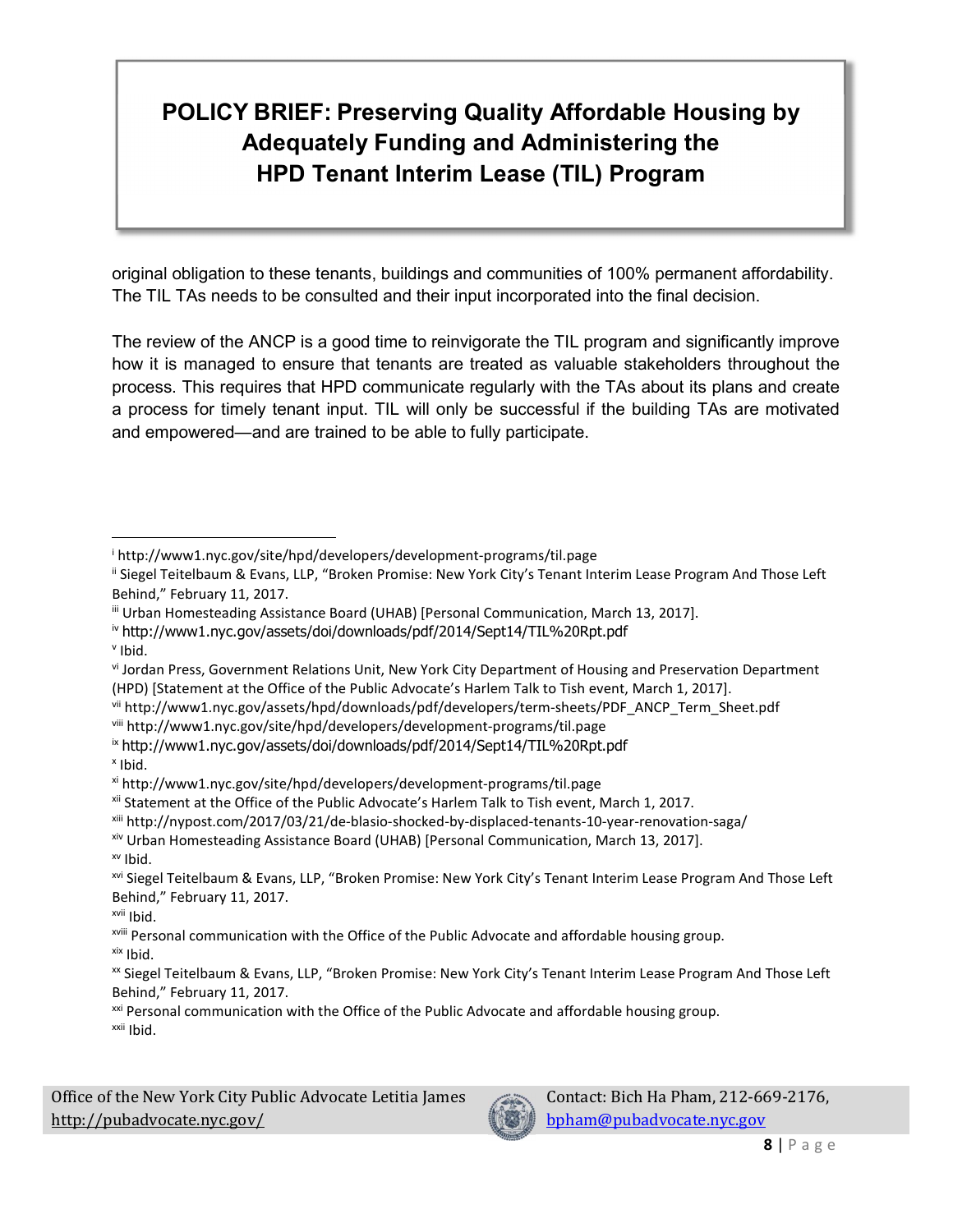original obligation to these tenants, buildings and communities of 100% permanent affordability. The TIL TAs needs to be consulted and their input incorporated into the final decision.

The review of the ANCP is a good time to reinvigorate the TIL program and significantly improve how it is managed to ensure that tenants are treated as valuable stakeholders throughout the process. This requires that HPD communicate regularly with the TAs about its plans and create a process for timely tenant input. TIL will only be successful if the building TAs are motivated and empowered—and are trained to be able to fully participate.

---

[i] http://www1.nyc.gov/site/hpd/developers/development-programs/til.page

[ii] Siegel Teitelbaum & Evans, LLP, "Broken Promise: New York City's Tenant Interim Lease Program And Those Left Behind," February 11, 2017.

[iii] Urban Homesteading Assistance Board (UHAB) [Personal Communication, March 13, 2017].

[iv] http://www1.nyc.gov/assets/doi/downloads/pdf/2014/Sept14/TIL%20Rpt.pdf

[v] Ibid.

[vi] Jordan Press, Government Relations Unit, New York City Department of Housing and Preservation Department (HPD) [Statement at the Office of the Public Advocate's Harlem Talk to Tish event, March 1, 2017].

[vii] http://www1.nyc.gov/assets/hpd/downloads/pdf/developers/term-sheets/PDF_ANCP_Term_Sheet.pdf

[viii] http://www1.nyc.gov/site/hpd/developers/development-programs/til.page

[ix] http://www1.nyc.gov/assets/doi/downloads/pdf/2014/Sept14/TIL%20Rpt.pdf

[x] Ibid.

[xi] http://www1.nyc.gov/site/hpd/developers/development-programs/til.page

[xii] Statement at the Office of the Public Advocate's Harlem Talk to Tish event, March 1, 2017.

[xiii] http://nypost.com/2017/03/21/de-blasio-shocked-by-displaced-tenants-10-year-renovation-saga/

[xiv] Urban Homesteading Assistance Board (UHAB) [Personal Communication, March 13, 2017].

[xv] Ibid.

[xvi] Siegel Teitelbaum & Evans, LLP, "Broken Promise: New York City's Tenant Interim Lease Program And Those Left Behind," February 11, 2017.

[xvii] Ibid.

[xviii] Personal communication with the Office of the Public Advocate and affordable housing group.

[xix] Ibid.

[xx] Siegel Teitelbaum & Evans, LLP, "Broken Promise: New York City's Tenant Interim Lease Program And Those Left Behind," February 11, 2017.

[xxi] Personal communication with the Office of the Public Advocate and affordable housing group.

[xxii] Ibid.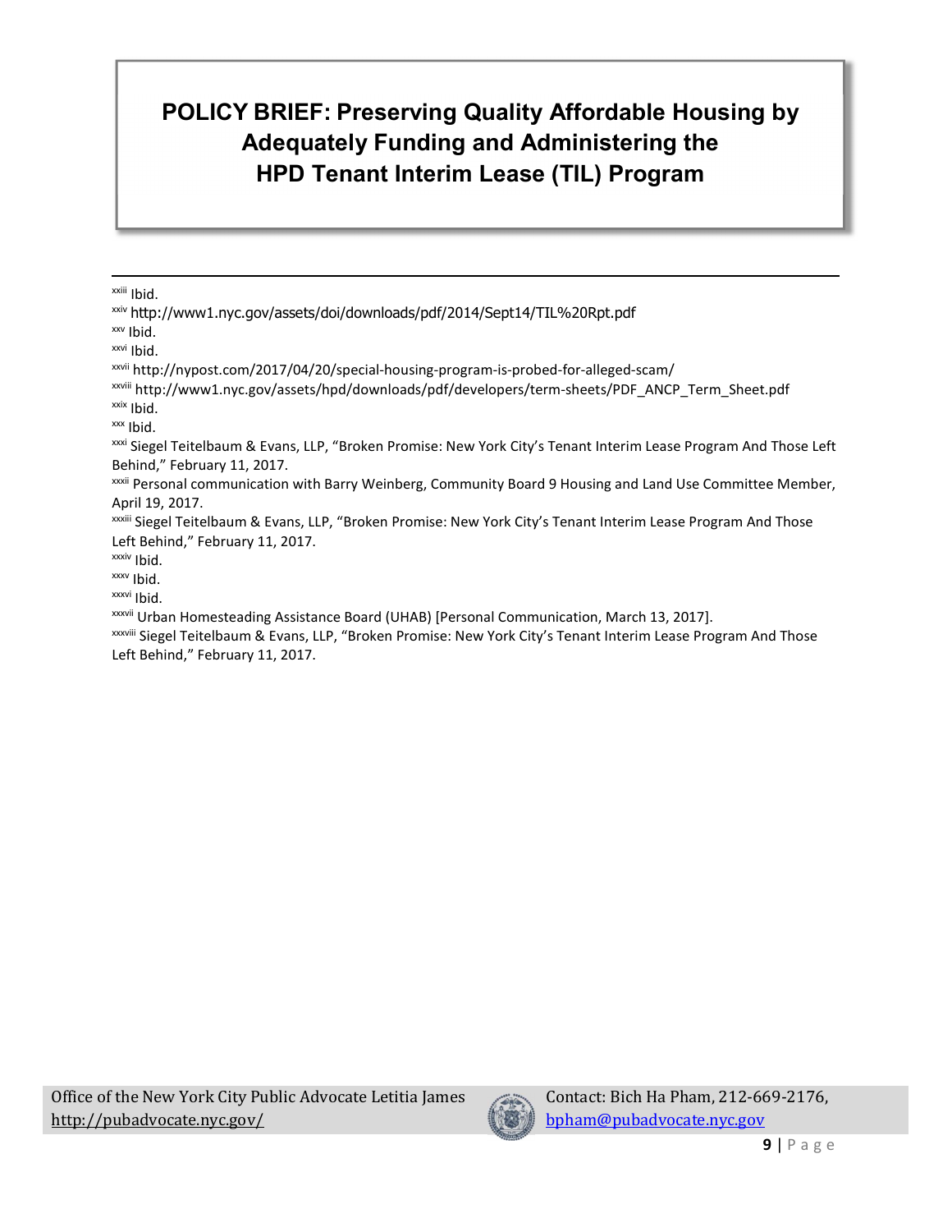# POLICY BRIEF: Preserving Quality Affordable Housing by Adequately Funding and Administering the HPD Tenant Interim Lease (TIL) Program

---

[xxiii] Ibid.

[xxiv] http://www1.nyc.gov/assets/doi/downloads/pdf/2014/Sept14/TIL%20Rpt.pdf

[xxv] Ibid.

[xxvi] Ibid.

[xxvii] http://nypost.com/2017/04/20/special-housing-program-is-probed-for-alleged-scam/

[xxviii] http://www1.nyc.gov/assets/hpd/downloads/pdf/developers/term-sheets/PDF_ANCP_Term_Sheet.pdf

[xxix] Ibid.

[xxx] Ibid.

[xxxi] Siegel Teitelbaum & Evans, LLP, "Broken Promise: New York City's Tenant Interim Lease Program And Those Left Behind," February 11, 2017.

[xxxii] Personal communication with Barry Weinberg, Community Board 9 Housing and Land Use Committee Member, April 19, 2017.

[xxxiii] Siegel Teitelbaum & Evans, LLP, "Broken Promise: New York City's Tenant Interim Lease Program And Those Left Behind," February 11, 2017.

[xxxiv] Ibid.

[xxxv] Ibid.

[xxxvi] Ibid.

[xxxvii] Urban Homesteading Assistance Board (UHAB) [Personal Communication, March 13, 2017].

[xxxviii] Siegel Teitelbaum & Evans, LLP, "Broken Promise: New York City's Tenant Interim Lease Program And Those Left Behind," February 11, 2017.

Office of the New York City Public Advocate Letitia James
http://pubadvocate.nyc.gov/

Contact: Bich Ha Pham, 212-669-2176, bpham@pubadvocate.nyc.gov